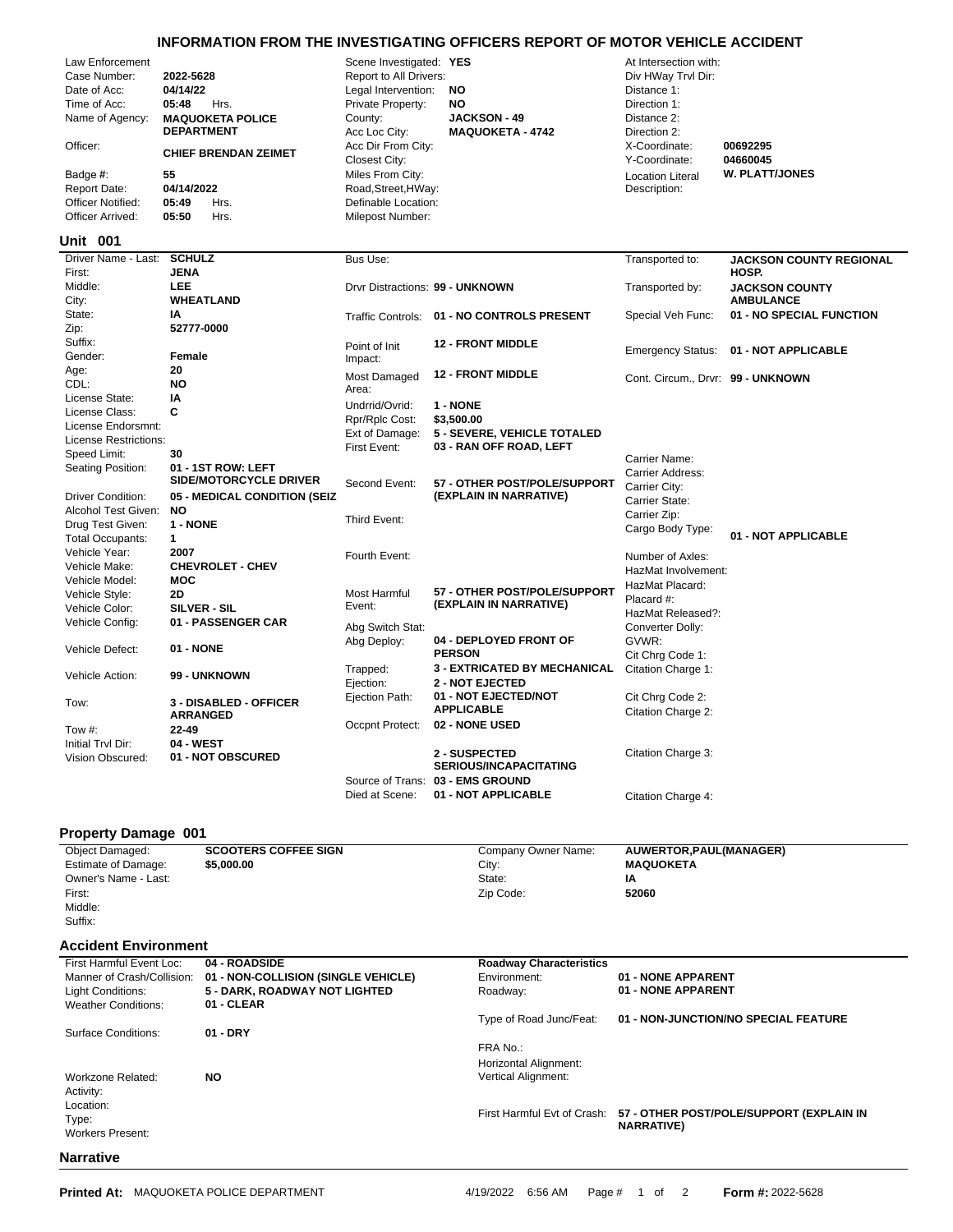# INFORMATION FROM THE INVESTIGATING OFFICERS REPORT OF MOTOR VEHICLE ACCIDENT

| | | | | | |
|---|---|---|---|---|---|
| Law Enforcement Case Number: | **2022-5628** | Scene Investigated: | **YES** | At Intersection with: | |
| Date of Acc: | **04/14/22** | Report to All Drivers: | | Div HWay Trvl Dir: | |
| Time of Acc: | **05:48** Hrs. | Legal Intervention: | **NO** | Distance 1: | |
| Name of Agency: | **MAQUOKETA POLICE DEPARTMENT** | Private Property: | **NO** | Direction 1: | |
| | | County: | **JACKSON - 49** | Distance 2: | |
| | | Acc Loc City: | **MAQUOKETA - 4742** | Direction 2: | |
| Officer: | **CHIEF BRENDAN ZEIMET** | Acc Dir From City: | | X-Coordinate: | **00692295** |
| | | Closest City: | | Y-Coordinate: | **04660045** |
| Badge #: | **55** | Miles From City: | | Location Literal Description: | **W. PLATT/JONES** |
| Report Date: | **04/14/2022** | Road,Street,HWay: | | | |
| Officer Notified: | **05:49** Hrs. | Definable Location: | | | |
| Officer Arrived: | **05:50** Hrs. | Milepost Number: | | | |

## Unit 001

| | | | | | |
|---|---|---|---|---|---|
| Driver Name - Last: | **SCHULZ** | Bus Use: | | Transported to: | **JACKSON COUNTY REGIONAL HOSP.** |
| First: | **JENA** | | | | |
| Middle: | **LEE** | Drvr Distractions: | **99 - UNKNOWN** | Transported by: | **JACKSON COUNTY AMBULANCE** |
| City: | **WHEATLAND** | | | | |
| State: | **IA** | Traffic Controls: | **01 - NO CONTROLS PRESENT** | Special Veh Func: | **01 - NO SPECIAL FUNCTION** |
| Zip: | **52777-0000** | | | | |
| Suffix: | | Point of Init Impact: | **12 - FRONT MIDDLE** | Emergency Status: | **01 - NOT APPLICABLE** |
| Gender: | **Female** | | | | |
| Age: | **20** | Most Damaged Area: | **12 - FRONT MIDDLE** | Cont. Circum., Drvr: | **99 - UNKNOWN** |
| CDL: | **NO** | | | | |
| License State: | **IA** | Undrrid/Ovrid: | **1 - NONE** | | |
| License Class: | **C** | Rpr/Rplc Cost: | **$3,500.00** | | |
| License Endorsmnt: | | Ext of Damage: | **5 - SEVERE, VEHICLE TOTALED** | | |
| License Restrictions: | | First Event: | **03 - RAN OFF ROAD, LEFT** | | |
| Speed Limit: | **30** | | | Carrier Name: | |
| Seating Position: | **01 - 1ST ROW: LEFT SIDE/MOTORCYCLE DRIVER** | Second Event: | **57 - OTHER POST/POLE/SUPPORT (EXPLAIN IN NARRATIVE)** | Carrier Address: | |
| Driver Condition: | **05 - MEDICAL CONDITION (SEIZ** | | | Carrier City: | |
| Alcohol Test Given: | **NO** | Third Event: | | Carrier State: | |
| Drug Test Given: | **1 - NONE** | | | Carrier Zip: | |
| Total Occupants: | **1** | | | Cargo Body Type: | **01 - NOT APPLICABLE** |
| Vehicle Year: | **2007** | Fourth Event: | | Number of Axles: | |
| Vehicle Make: | **CHEVROLET - CHEV** | | | HazMat Involvement: | |
| Vehicle Model: | **MOC** | | | HazMat Placard: | |
| Vehicle Style: | **2D** | Most Harmful Event: | **57 - OTHER POST/POLE/SUPPORT (EXPLAIN IN NARRATIVE)** | Placard #: | |
| Vehicle Color: | **SILVER - SIL** | | | HazMat Released?: | |
| Vehicle Config: | **01 - PASSENGER CAR** | Abg Switch Stat: | | Converter Dolly: | |
| Vehicle Defect: | **01 - NONE** | Abg Deploy: | **04 - DEPLOYED FRONT OF PERSON** | GVWR: | |
| | | | | Cit Chrg Code 1: | |
| Vehicle Action: | **99 - UNKNOWN** | Trapped: | **3 - EXTRICATED BY MECHANICAL** | Citation Charge 1: | |
| | | Ejection: | **2 - NOT EJECTED** | | |
| Tow: | **3 - DISABLED - OFFICER ARRANGED** | Ejection Path: | **01 - NOT EJECTED/NOT APPLICABLE** | Cit Chrg Code 2: | |
| | | | | Citation Charge 2: | |
| Tow #: | **22-49** | Occpnt Protect: | **02 - NONE USED** | | |
| Initial Trvl Dir: | **04 - WEST** | | | | |
| Vision Obscured: | **01 - NOT OBSCURED** | | **2 - SUSPECTED SERIOUS/INCAPACITATING** | Citation Charge 3: | |
| | | Source of Trans: | **03 - EMS GROUND** | | |
| | | Died at Scene: | **01 - NOT APPLICABLE** | Citation Charge 4: | |

## Property Damage 001

| | | | |
|---|---|---|---|
| Object Damaged: | **SCOOTERS COFFEE SIGN** | Company Owner Name: | **AUWERTOR,PAUL(MANAGER)** |
| Estimate of Damage: | **$5,000.00** | City: | **MAQUOKETA** |
| Owner's Name - Last: | | State: | **IA** |
| First: | | Zip Code: | **52060** |
| Middle: | | | |
| Suffix: | | | |

## Accident Environment

| | | | |
|---|---|---|---|
| First Harmful Event Loc: | **04 - ROADSIDE** | **Roadway Characteristics** | |
| Manner of Crash/Collision: | **01 - NON-COLLISION (SINGLE VEHICLE)** | Environment: | **01 - NONE APPARENT** |
| Light Conditions: | **5 - DARK, ROADWAY NOT LIGHTED** | Roadway: | **01 - NONE APPARENT** |
| Weather Conditions: | **01 - CLEAR** | | |
| | | Type of Road Junc/Feat: | **01 - NON-JUNCTION/NO SPECIAL FEATURE** |
| Surface Conditions: | **01 - DRY** | | |
| | | FRA No.: | |
| | | Horizontal Alignment: | |
| Workzone Related: | **NO** | Vertical Alignment: | |
| Activity: | | | |
| Location: | | First Harmful Evt of Crash: | **57 - OTHER POST/POLE/SUPPORT (EXPLAIN IN NARRATIVE)** |
| Type: | | | |
| Workers Present: | | | |

## Narrative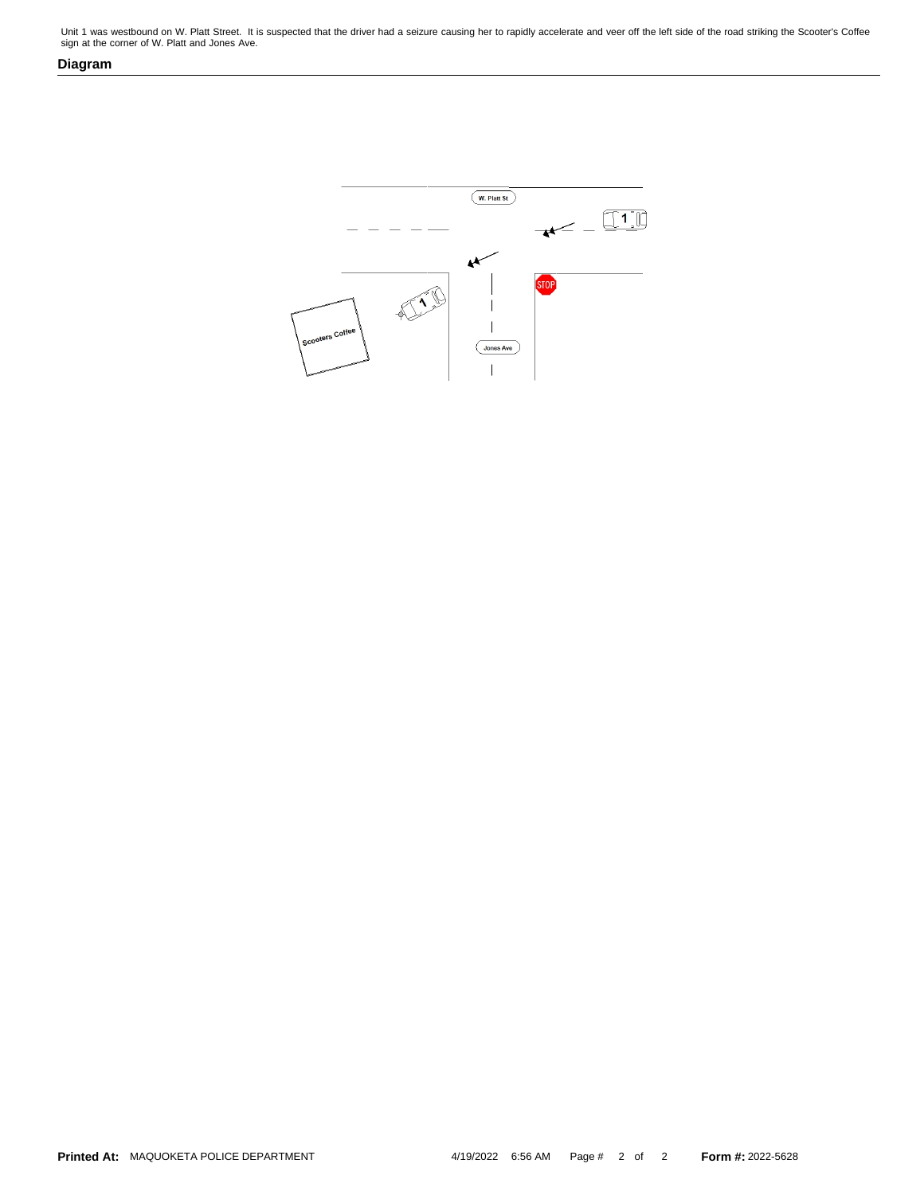Unit 1 was westbound on W. Platt Street. It is suspected that the driver had a seizure causing her to rapidly accelerate and veer off the left side of the road striking the Scooter's Coffee sign at the corner of W. Platt and Jones Ave.

## Diagram

W. Platt St

1

STOP

1

Scooters Coffee

Jones Ave